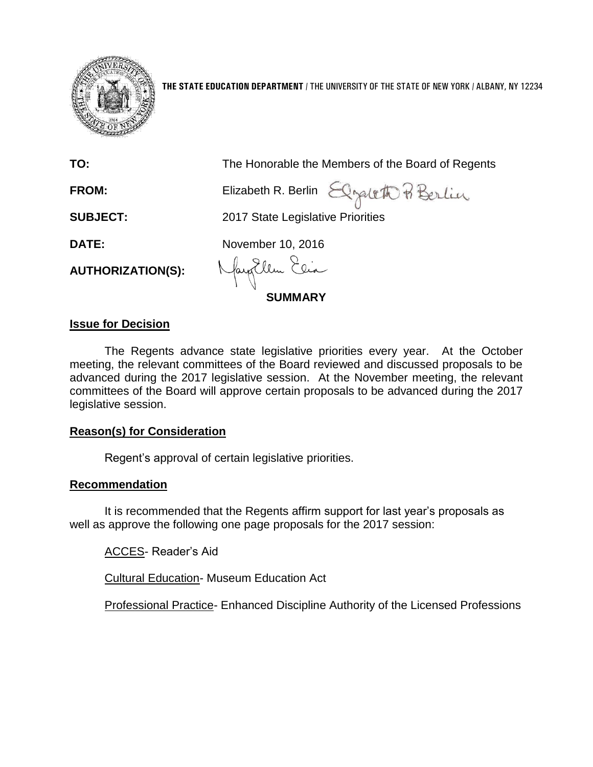**THE STATE EDUCATION DEPARTMENT** / THE UNIVERSITY OF THE STATE OF NEW YORK / ALBANY, NY 12234

**TO:** The Honorable the Members of the Board of Regents

**FROM:** Elizabeth R. Berlin

**SUBJECT:** 2017 State Legislative Priorities

**DATE:** November 10, 2016

**AUTHORIZATION(S):**

**SUMMARY**

## Issue for Decision

The Regents advance state legislative priorities every year. At the October meeting, the relevant committees of the Board reviewed and discussed proposals to be advanced during the 2017 legislative session. At the November meeting, the relevant committees of the Board will approve certain proposals to be advanced during the 2017 legislative session.

## Reason(s) for Consideration

Regent's approval of certain legislative priorities.

## Recommendation

It is recommended that the Regents affirm support for last year's proposals as well as approve the following one page proposals for the 2017 session:

ACCES- Reader's Aid

Cultural Education- Museum Education Act

Professional Practice- Enhanced Discipline Authority of the Licensed Professions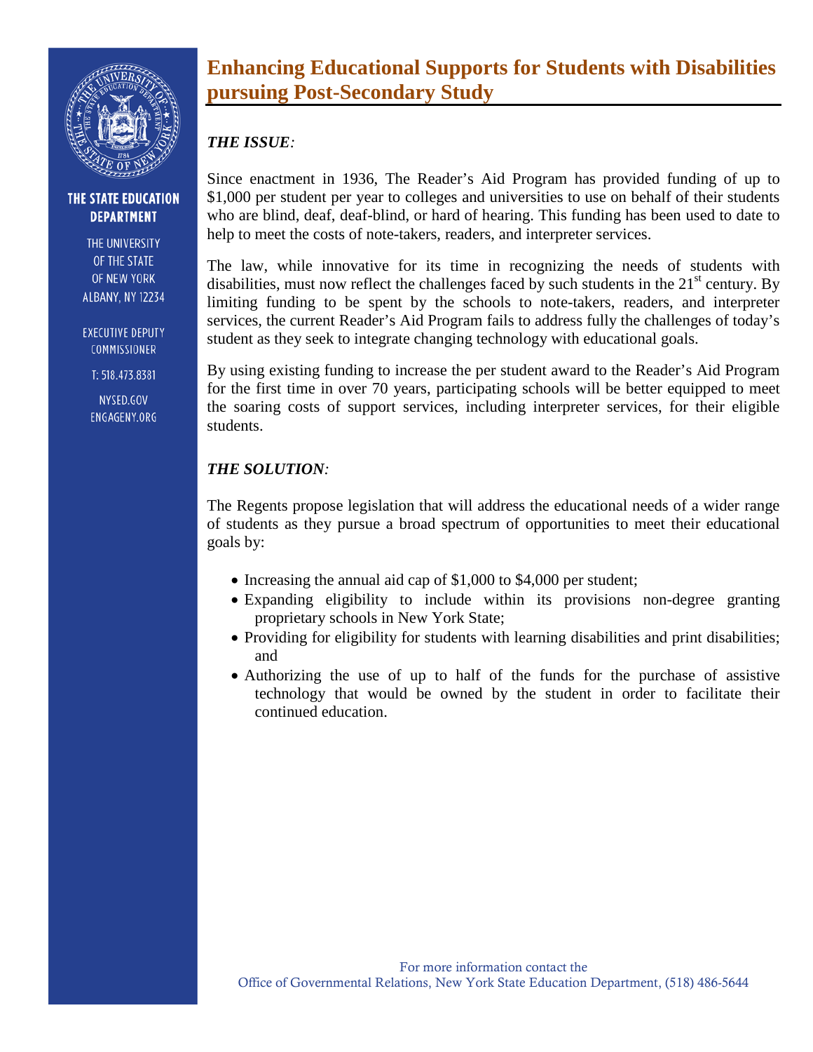THE STATE EDUCATION DEPARTMENT

THE UNIVERSITY OF THE STATE OF NEW YORK
ALBANY, NY 12234

EXECUTIVE DEPUTY COMMISSIONER

T: 518.473.8381

NYSED.GOV
ENGAGENY.ORG

# Enhancing Educational Supports for Students with Disabilities pursuing Post-Secondary Study

***THE ISSUE:***

Since enactment in 1936, The Reader's Aid Program has provided funding of up to $1,000 per student per year to colleges and universities to use on behalf of their students who are blind, deaf, deaf-blind, or hard of hearing. This funding has been used to date to help to meet the costs of note-takers, readers, and interpreter services.

The law, while innovative for its time in recognizing the needs of students with disabilities, must now reflect the challenges faced by such students in the 21st century. By limiting funding to be spent by the schools to note-takers, readers, and interpreter services, the current Reader's Aid Program fails to address fully the challenges of today's student as they seek to integrate changing technology with educational goals.

By using existing funding to increase the per student award to the Reader's Aid Program for the first time in over 70 years, participating schools will be better equipped to meet the soaring costs of support services, including interpreter services, for their eligible students.

***THE SOLUTION:***

The Regents propose legislation that will address the educational needs of a wider range of students as they pursue a broad spectrum of opportunities to meet their educational goals by:

- Increasing the annual aid cap of $1,000 to $4,000 per student;
- Expanding eligibility to include within its provisions non-degree granting proprietary schools in New York State;
- Providing for eligibility for students with learning disabilities and print disabilities; and
- Authorizing the use of up to half of the funds for the purchase of assistive technology that would be owned by the student in order to facilitate their continued education.

For more information contact the
Office of Governmental Relations, New York State Education Department, (518) 486-5644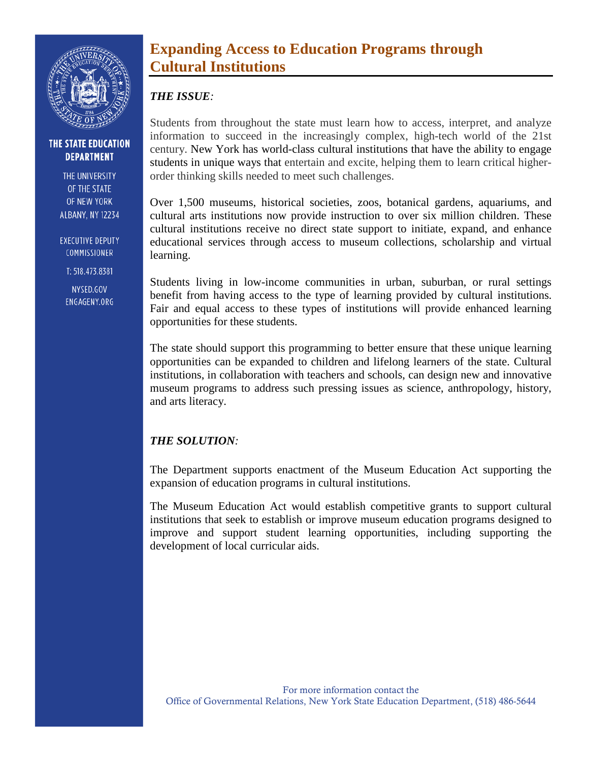THE STATE EDUCATION DEPARTMENT

THE UNIVERSITY OF THE STATE OF NEW YORK
ALBANY, NY 12234

EXECUTIVE DEPUTY COMMISSIONER

T: 518.473.8381

NYSED.GOV
ENGAGENY.ORG

# Expanding Access to Education Programs through Cultural Institutions

***THE ISSUE:***

Students from throughout the state must learn how to access, interpret, and analyze information to succeed in the increasingly complex, high-tech world of the 21st century. New York has world-class cultural institutions that have the ability to engage students in unique ways that entertain and excite, helping them to learn critical higher-order thinking skills needed to meet such challenges.

Over 1,500 museums, historical societies, zoos, botanical gardens, aquariums, and cultural arts institutions now provide instruction to over six million children. These cultural institutions receive no direct state support to initiate, expand, and enhance educational services through access to museum collections, scholarship and virtual learning.

Students living in low-income communities in urban, suburban, or rural settings benefit from having access to the type of learning provided by cultural institutions. Fair and equal access to these types of institutions will provide enhanced learning opportunities for these students.

The state should support this programming to better ensure that these unique learning opportunities can be expanded to children and lifelong learners of the state. Cultural institutions, in collaboration with teachers and schools, can design new and innovative museum programs to address such pressing issues as science, anthropology, history, and arts literacy.

***THE SOLUTION:***

The Department supports enactment of the Museum Education Act supporting the expansion of education programs in cultural institutions.

The Museum Education Act would establish competitive grants to support cultural institutions that seek to establish or improve museum education programs designed to improve and support student learning opportunities, including supporting the development of local curricular aids.

For more information contact the
Office of Governmental Relations, New York State Education Department, (518) 486-5644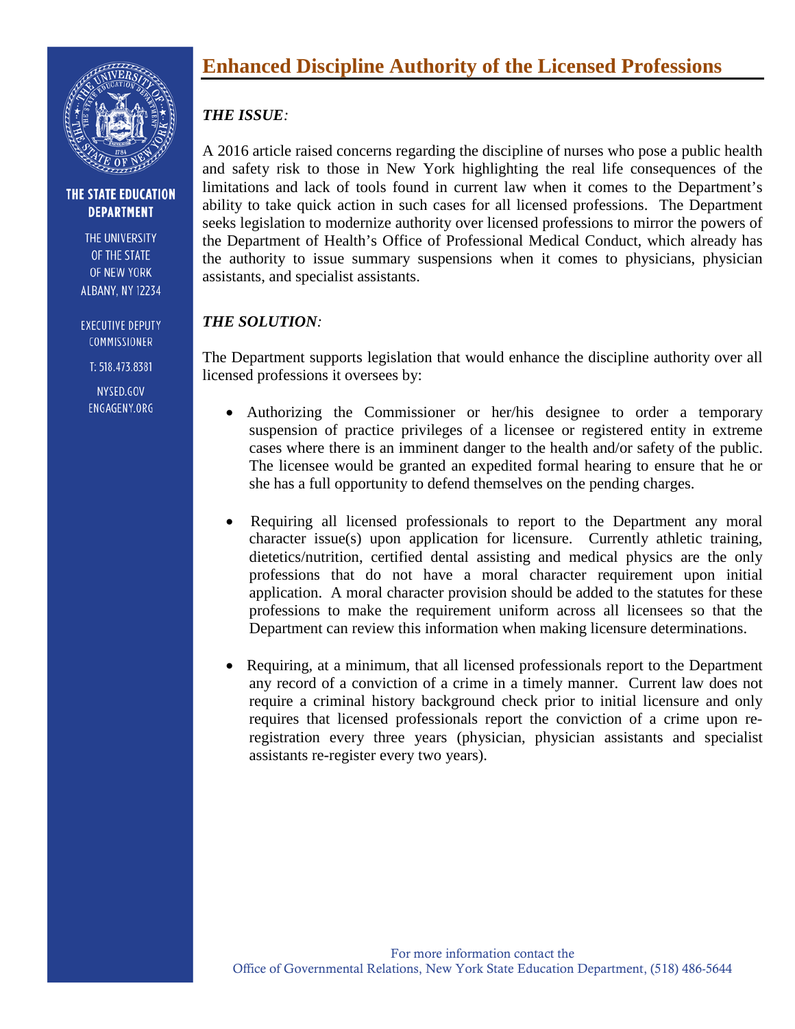THE STATE EDUCATION DEPARTMENT

THE UNIVERSITY OF THE STATE OF NEW YORK
ALBANY, NY 12234

EXECUTIVE DEPUTY COMMISSIONER

T: 518.473.8381

NYSED.GOV
ENGAGENY.ORG

# Enhanced Discipline Authority of the Licensed Professions

***THE ISSUE:***

A 2016 article raised concerns regarding the discipline of nurses who pose a public health and safety risk to those in New York highlighting the real life consequences of the limitations and lack of tools found in current law when it comes to the Department's ability to take quick action in such cases for all licensed professions. The Department seeks legislation to modernize authority over licensed professions to mirror the powers of the Department of Health's Office of Professional Medical Conduct, which already has the authority to issue summary suspensions when it comes to physicians, physician assistants, and specialist assistants.

***THE SOLUTION:***

The Department supports legislation that would enhance the discipline authority over all licensed professions it oversees by:

- Authorizing the Commissioner or her/his designee to order a temporary suspension of practice privileges of a licensee or registered entity in extreme cases where there is an imminent danger to the health and/or safety of the public. The licensee would be granted an expedited formal hearing to ensure that he or she has a full opportunity to defend themselves on the pending charges.

- Requiring all licensed professionals to report to the Department any moral character issue(s) upon application for licensure. Currently athletic training, dietetics/nutrition, certified dental assisting and medical physics are the only professions that do not have a moral character requirement upon initial application. A moral character provision should be added to the statutes for these professions to make the requirement uniform across all licensees so that the Department can review this information when making licensure determinations.

- Requiring, at a minimum, that all licensed professionals report to the Department any record of a conviction of a crime in a timely manner. Current law does not require a criminal history background check prior to initial licensure and only requires that licensed professionals report the conviction of a crime upon re-registration every three years (physician, physician assistants and specialist assistants re-register every two years).

For more information contact the
Office of Governmental Relations, New York State Education Department, (518) 486-5644